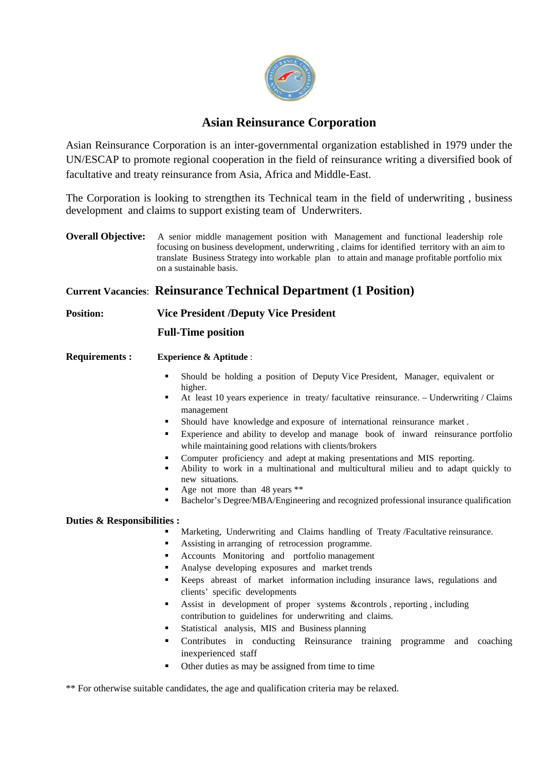# Asian Reinsurance Corporation

Asian Reinsurance Corporation is an inter-governmental organization established in 1979 under the UN/ESCAP to promote regional cooperation in the field of reinsurance writing a diversified book of facultative and treaty reinsurance from Asia, Africa and Middle-East.

The Corporation is looking to strengthen its Technical team in the field of underwriting , business development and claims to support existing team of Underwriters.

**Overall Objective:** A senior middle management position with Management and functional leadership role focusing on business development, underwriting , claims for identified territory with an aim to translate Business Strategy into workable plan to attain and manage profitable portfolio mix on a sustainable basis.

**Current Vacancies**: **Reinsurance Technical Department (1 Position)**

**Position:** **Vice President /Deputy Vice President**

**Full-Time position**

**Requirements :** **Experience & Aptitude** :

- Should be holding a position of Deputy Vice President, Manager, equivalent or higher.
- At least 10 years experience in treaty/ facultative reinsurance. – Underwriting / Claims management
- Should have knowledge and exposure of international reinsurance market .
- Experience and ability to develop and manage book of inward reinsurance portfolio while maintaining good relations with clients/brokers
- Computer proficiency and adept at making presentations and MIS reporting.
- Ability to work in a multinational and multicultural milieu and to adapt quickly to new situations.
- Age not more than 48 years **
- Bachelor's Degree/MBA/Engineering and recognized professional insurance qualification

**Duties & Responsibilities :**

- Marketing, Underwriting and Claims handling of Treaty /Facultative reinsurance.
- Assisting in arranging of retrocession programme.
- Accounts Monitoring and portfolio management
- Analyse developing exposures and market trends
- Keeps abreast of market information including insurance laws, regulations and clients' specific developments
- Assist in development of proper systems &controls , reporting , including contribution to guidelines for underwriting and claims.
- Statistical analysis, MIS and Business planning
- Contributes in conducting Reinsurance training programme and coaching inexperienced staff
- Other duties as may be assigned from time to time

** For otherwise suitable candidates, the age and qualification criteria may be relaxed.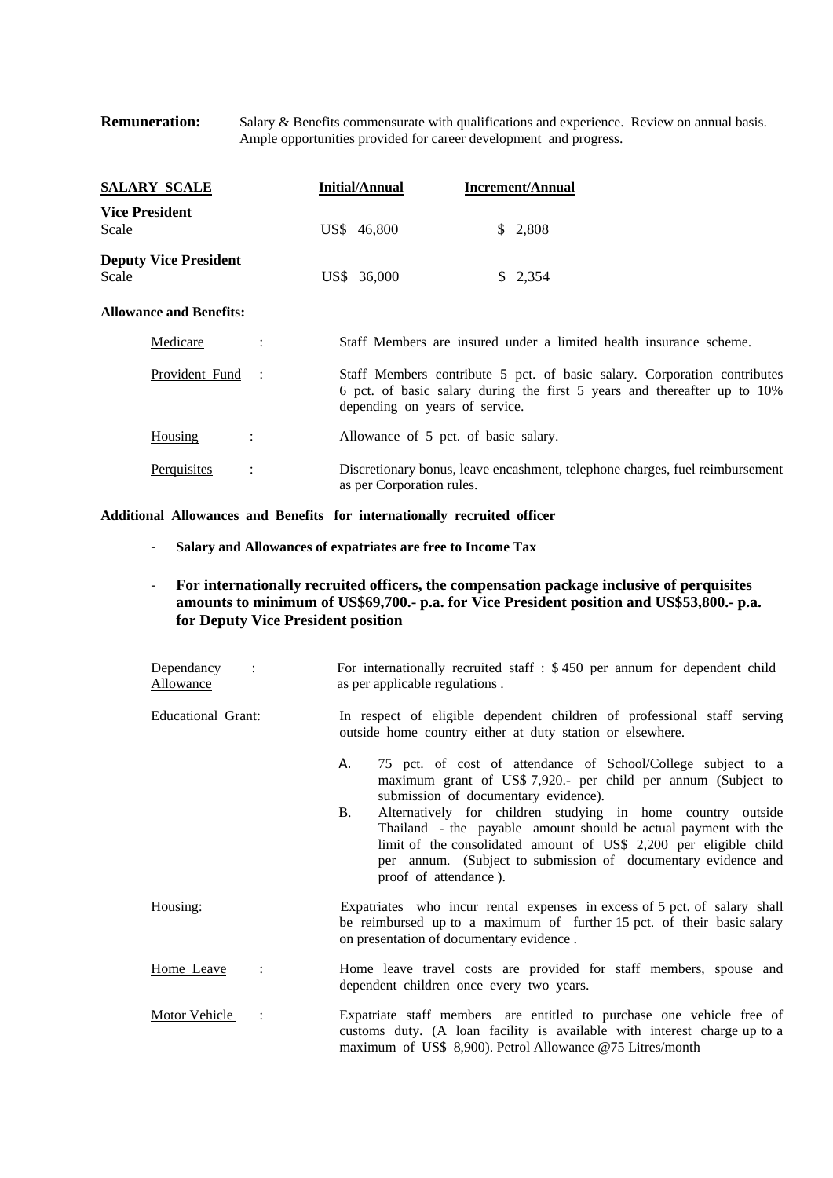**Remuneration:** Salary & Benefits commensurate with qualifications and experience. Review on annual basis. Ample opportunities provided for career development and progress.

| **SALARY SCALE** | **Initial/Annual** | **Increment/Annual** |
|---|---|---|
| **Vice President** Scale | US$ 46,800 | $ 2,808 |
| **Deputy Vice President** Scale | US$ 36,000 | $ 2,354 |

**Allowance and Benefits:**

| | |
|---|---|
| Medicare : | Staff Members are insured under a limited health insurance scheme. |
| Provident Fund : | Staff Members contribute 5 pct. of basic salary. Corporation contributes 6 pct. of basic salary during the first 5 years and thereafter up to 10% depending on years of service. |
| Housing : | Allowance of 5 pct. of basic salary. |
| Perquisites : | Discretionary bonus, leave encashment, telephone charges, fuel reimbursement as per Corporation rules. |

**Additional Allowances and Benefits for internationally recruited officer**

- **Salary and Allowances of expatriates are free to Income Tax**
- **For internationally recruited officers, the compensation package inclusive of perquisites amounts to minimum of US$69,700.- p.a. for Vice President position and US$53,800.- p.a. for Deputy Vice President position**

| | |
|---|---|
| Dependancy Allowance : | For internationally recruited staff : $ 450 per annum for dependent child as per applicable regulations . |
| Educational Grant: | In respect of eligible dependent children of professional staff serving outside home country either at duty station or elsewhere.<br>A. 75 pct. of cost of attendance of School/College subject to a maximum grant of US$ 7,920.- per child per annum (Subject to submission of documentary evidence).<br>B. Alternatively for children studying in home country outside Thailand - the payable amount should be actual payment with the limit of the consolidated amount of US$ 2,200 per eligible child per annum. (Subject to submission of documentary evidence and proof of attendance ). |
| Housing: | Expatriates who incur rental expenses in excess of 5 pct. of salary shall be reimbursed up to a maximum of further 15 pct. of their basic salary on presentation of documentary evidence . |
| Home Leave : | Home leave travel costs are provided for staff members, spouse and dependent children once every two years. |
| Motor Vehicle : | Expatriate staff members are entitled to purchase one vehicle free of customs duty. (A loan facility is available with interest charge up to a maximum of US$ 8,900). Petrol Allowance @75 Litres/month |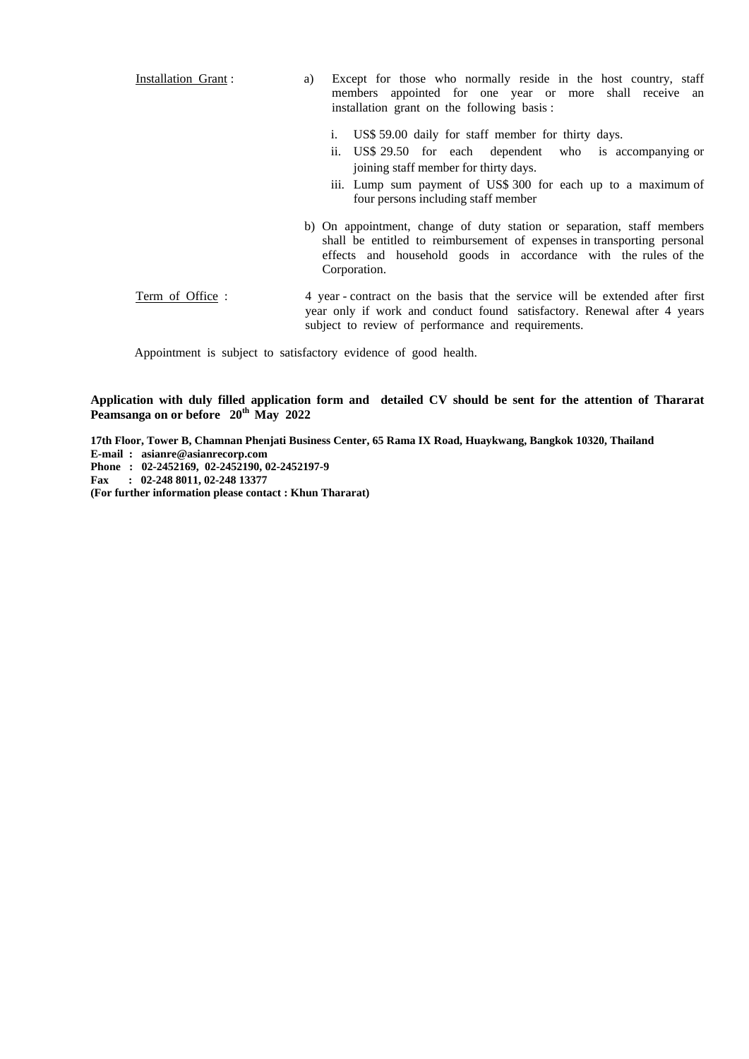<u>Installation Grant</u> :

a) Except for those who normally reside in the host country, staff members appointed for one year or more shall receive an installation grant on the following basis :

   i. US$ 59.00 daily for staff member for thirty days.
   ii. US$ 29.50 for each dependent who is accompanying or joining staff member for thirty days.
   iii. Lump sum payment of US$ 300 for each up to a maximum of four persons including staff member

b) On appointment, change of duty station or separation, staff members shall be entitled to reimbursement of expenses in transporting personal effects and household goods in accordance with the rules of the Corporation.

<u>Term of Office</u> :

4 year - contract on the basis that the service will be extended after first year only if work and conduct found satisfactory. Renewal after 4 years subject to review of performance and requirements.

Appointment is subject to satisfactory evidence of good health.

**Application with duly filled application form and detailed CV should be sent for the attention of Thararat Peamsanga on or before 20th May 2022**

**17th Floor, Tower B, Chamnan Phenjati Business Center, 65 Rama IX Road, Huaykwang, Bangkok 10320, Thailand**
**E-mail : asianre@asianrecorp.com**
**Phone : 02-2452169, 02-2452190, 02-2452197-9**
**Fax : 02-248 8011, 02-248 13377**
**(For further information please contact : Khun Thararat)**